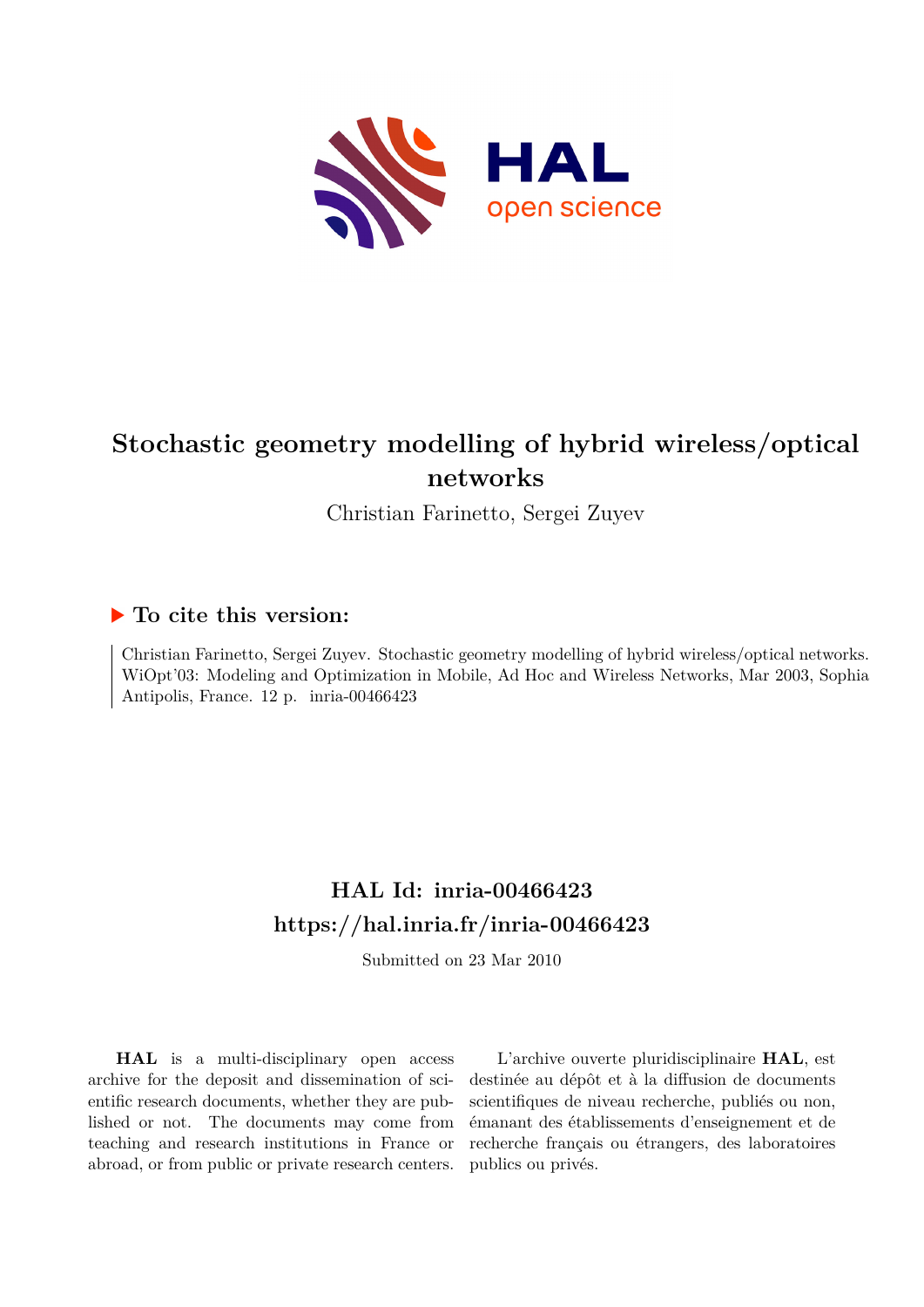# Stochastic geometry modelling of hybrid wireless/optical networks

Christian Farinetto, Sergei Zuyev

## ▶ To cite this version:

Christian Farinetto, Sergei Zuyev. Stochastic geometry modelling of hybrid wireless/optical networks. WiOpt'03: Modeling and Optimization in Mobile, Ad Hoc and Wireless Networks, Mar 2003, Sophia Antipolis, France. 12 p. inria-00466423

## HAL Id: inria-00466423

## https://hal.inria.fr/inria-00466423

Submitted on 23 Mar 2010

**HAL** is a multi-disciplinary open access archive for the deposit and dissemination of scientific research documents, whether they are published or not. The documents may come from teaching and research institutions in France or abroad, or from public or private research centers.

L'archive ouverte pluridisciplinaire **HAL**, est destinée au dépôt et à la diffusion de documents scientifiques de niveau recherche, publiés ou non, émanant des établissements d'enseignement et de recherche français ou étrangers, des laboratoires publics ou privés.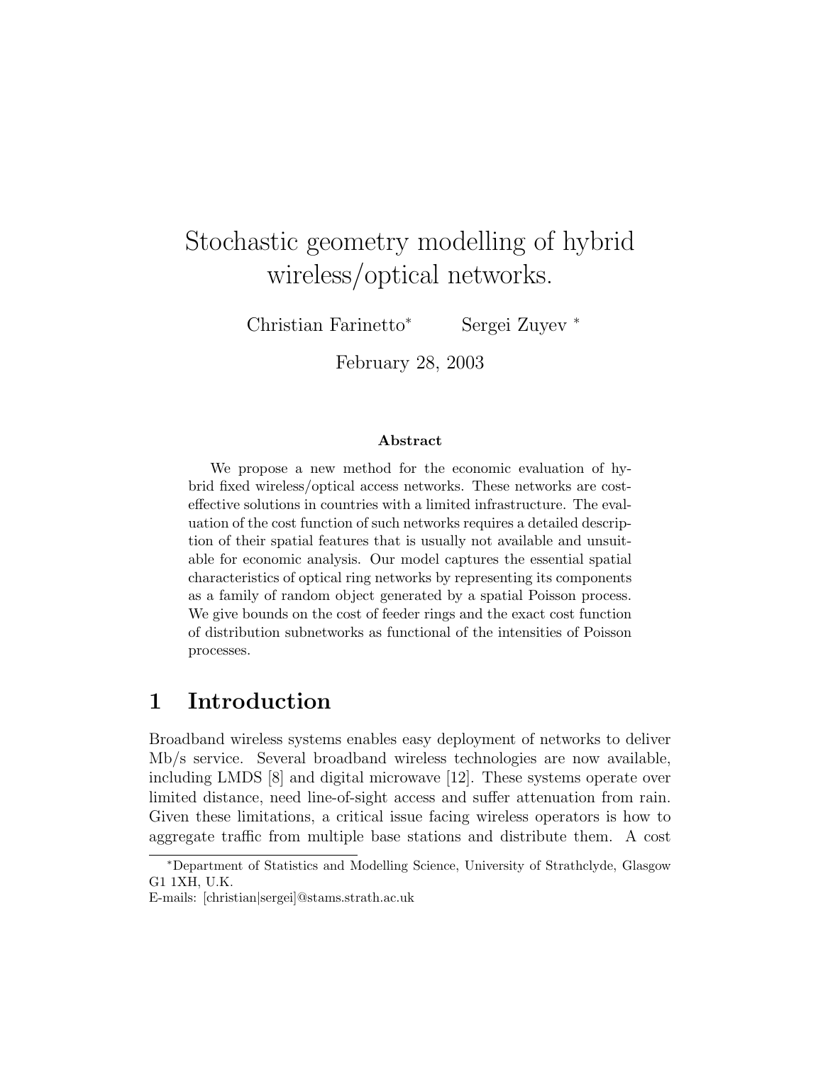# Stochastic geometry modelling of hybrid wireless/optical networks.

Christian Farinetto* Sergei Zuyev *

February 28, 2003

**Abstract**

We propose a new method for the economic evaluation of hybrid fixed wireless/optical access networks. These networks are cost-effective solutions in countries with a limited infrastructure. The evaluation of the cost function of such networks requires a detailed description of their spatial features that is usually not available and unsuitable for economic analysis. Our model captures the essential spatial characteristics of optical ring networks by representing its components as a family of random object generated by a spatial Poisson process. We give bounds on the cost of feeder rings and the exact cost function of distribution subnetworks as functional of the intensities of Poisson processes.

## 1 Introduction

Broadband wireless systems enables easy deployment of networks to deliver Mb/s service. Several broadband wireless technologies are now available, including LMDS [8] and digital microwave [12]. These systems operate over limited distance, need line-of-sight access and suffer attenuation from rain. Given these limitations, a critical issue facing wireless operators is how to aggregate traffic from multiple base stations and distribute them. A cost

---

*Department of Statistics and Modelling Science, University of Strathclyde, Glasgow G1 1XH, U.K.
E-mails: [christian|sergei]@stams.strath.ac.uk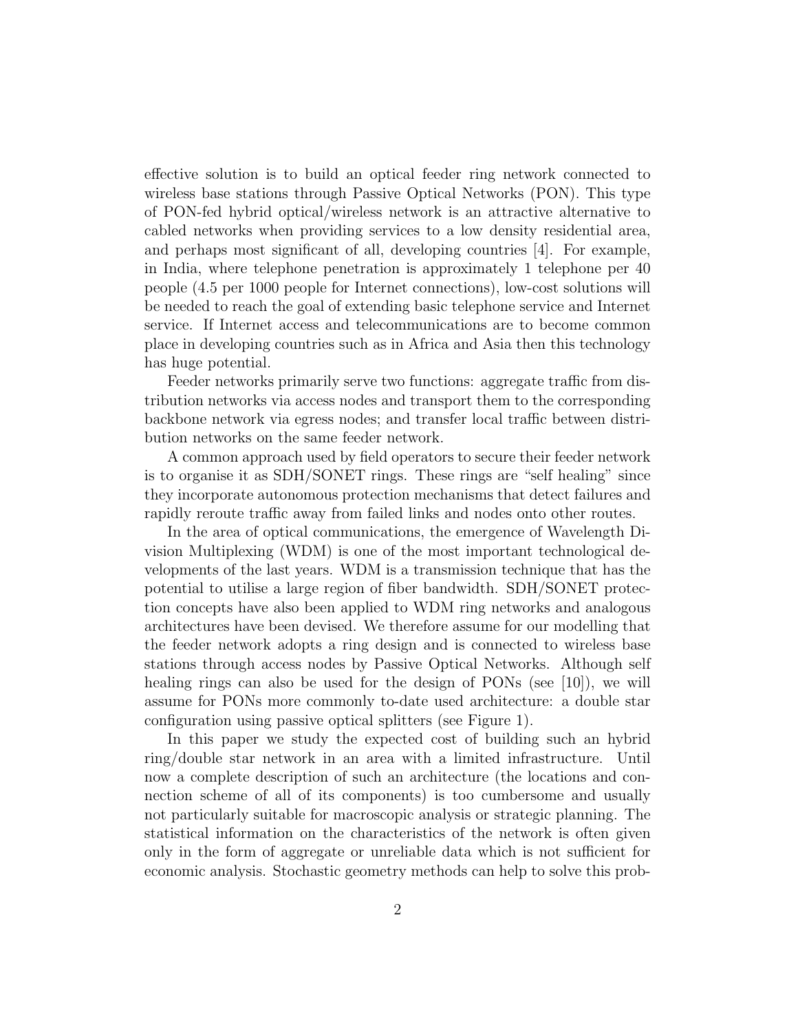effective solution is to build an optical feeder ring network connected to wireless base stations through Passive Optical Networks (PON). This type of PON-fed hybrid optical/wireless network is an attractive alternative to cabled networks when providing services to a low density residential area, and perhaps most significant of all, developing countries [4]. For example, in India, where telephone penetration is approximately 1 telephone per 40 people (4.5 per 1000 people for Internet connections), low-cost solutions will be needed to reach the goal of extending basic telephone service and Internet service. If Internet access and telecommunications are to become common place in developing countries such as in Africa and Asia then this technology has huge potential.

Feeder networks primarily serve two functions: aggregate traffic from distribution networks via access nodes and transport them to the corresponding backbone network via egress nodes; and transfer local traffic between distribution networks on the same feeder network.

A common approach used by field operators to secure their feeder network is to organise it as SDH/SONET rings. These rings are "self healing" since they incorporate autonomous protection mechanisms that detect failures and rapidly reroute traffic away from failed links and nodes onto other routes.

In the area of optical communications, the emergence of Wavelength Division Multiplexing (WDM) is one of the most important technological developments of the last years. WDM is a transmission technique that has the potential to utilise a large region of fiber bandwidth. SDH/SONET protection concepts have also been applied to WDM ring networks and analogous architectures have been devised. We therefore assume for our modelling that the feeder network adopts a ring design and is connected to wireless base stations through access nodes by Passive Optical Networks. Although self healing rings can also be used for the design of PONs (see [10]), we will assume for PONs more commonly to-date used architecture: a double star configuration using passive optical splitters (see Figure 1).

In this paper we study the expected cost of building such an hybrid ring/double star network in an area with a limited infrastructure. Until now a complete description of such an architecture (the locations and connection scheme of all of its components) is too cumbersome and usually not particularly suitable for macroscopic analysis or strategic planning. The statistical information on the characteristics of the network is often given only in the form of aggregate or unreliable data which is not sufficient for economic analysis. Stochastic geometry methods can help to solve this prob-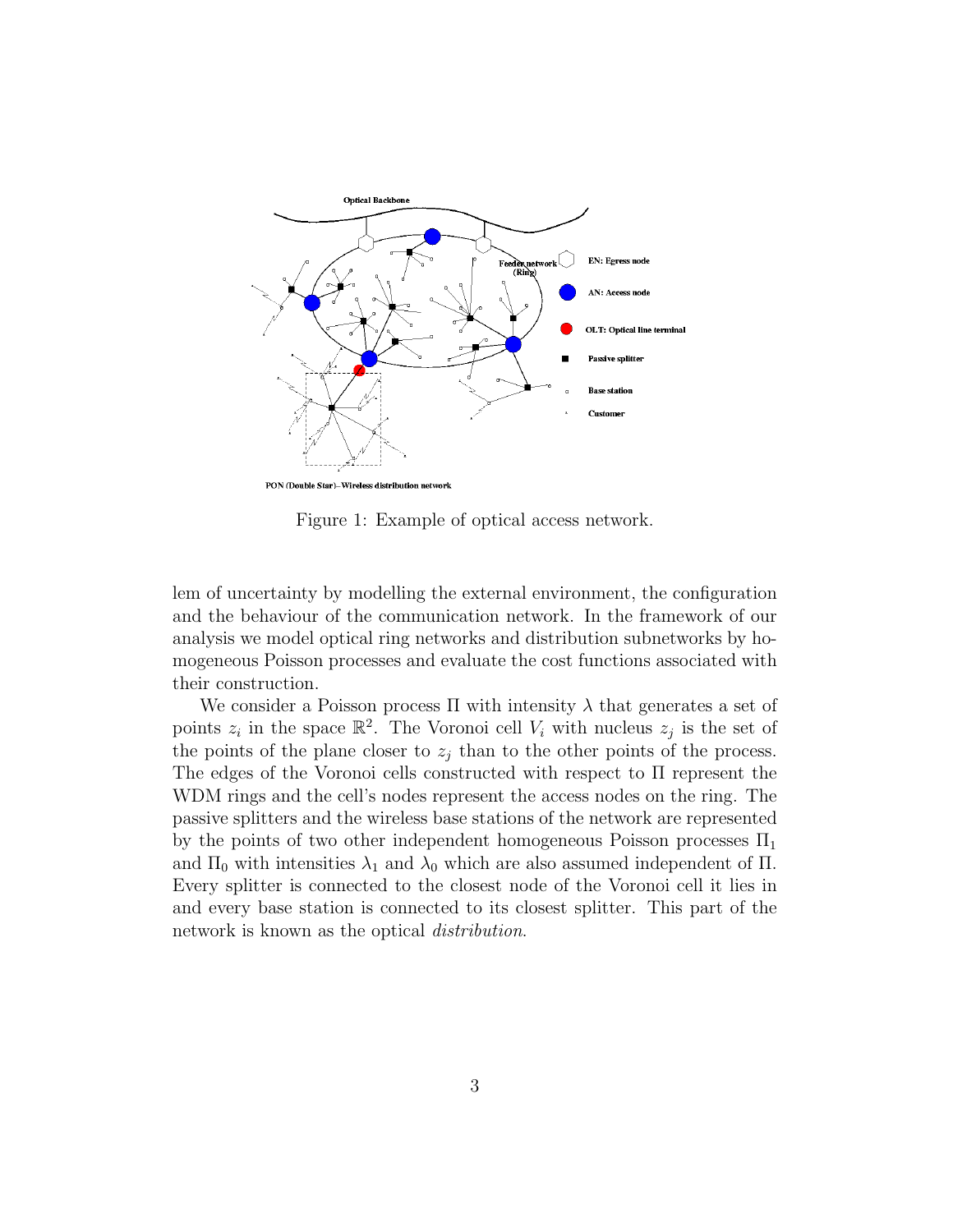Figure 1: Example of optical access network.

lem of uncertainty by modelling the external environment, the configuration and the behaviour of the communication network. In the framework of our analysis we model optical ring networks and distribution subnetworks by homogeneous Poisson processes and evaluate the cost functions associated with their construction.

We consider a Poisson process $\Pi$ with intensity $\lambda$ that generates a set of points $z_i$ in the space $\mathbb{R}^2$. The Voronoi cell $V_i$ with nucleus $z_j$ is the set of the points of the plane closer to $z_j$ than to the other points of the process. The edges of the Voronoi cells constructed with respect to $\Pi$ represent the WDM rings and the cell's nodes represent the access nodes on the ring. The passive splitters and the wireless base stations of the network are represented by the points of two other independent homogeneous Poisson processes $\Pi_1$ and $\Pi_0$ with intensities $\lambda_1$ and $\lambda_0$ which are also assumed independent of $\Pi$. Every splitter is connected to the closest node of the Voronoi cell it lies in and every base station is connected to its closest splitter. This part of the network is known as the optical *distribution*.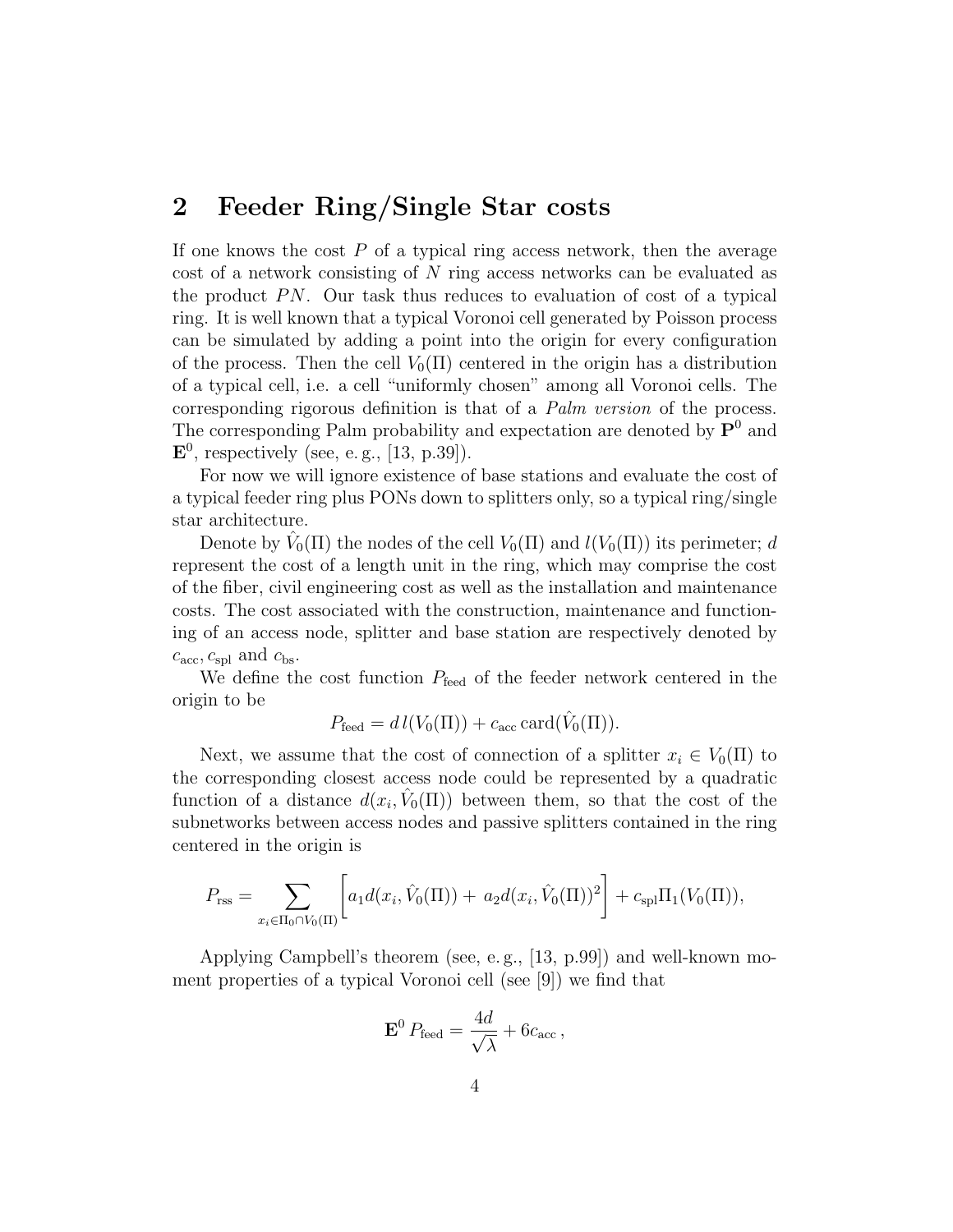## 2 Feeder Ring/Single Star costs

If one knows the cost $P$ of a typical ring access network, then the average cost of a network consisting of $N$ ring access networks can be evaluated as the product $PN$. Our task thus reduces to evaluation of cost of a typical ring. It is well known that a typical Voronoi cell generated by Poisson process can be simulated by adding a point into the origin for every configuration of the process. Then the cell $V_0(\Pi)$ centered in the origin has a distribution of a typical cell, i.e. a cell "uniformly chosen" among all Voronoi cells. The corresponding rigorous definition is that of a *Palm version* of the process. The corresponding Palm probability and expectation are denoted by $\mathbf{P}^0$ and $\mathbf{E}^0$, respectively (see, e. g., [13, p.39]).

For now we will ignore existence of base stations and evaluate the cost of a typical feeder ring plus PONs down to splitters only, so a typical ring/single star architecture.

Denote by $\hat{V}_0(\Pi)$ the nodes of the cell $V_0(\Pi)$ and $l(V_0(\Pi))$ its perimeter; $d$ represent the cost of a length unit in the ring, which may comprise the cost of the fiber, civil engineering cost as well as the installation and maintenance costs. The cost associated with the construction, maintenance and functioning of an access node, splitter and base station are respectively denoted by $c_{\rm acc}, c_{\rm spl}$ and $c_{\rm bs}$.

We define the cost function $P_{\rm feed}$ of the feeder network centered in the origin to be

$$P_{\rm feed} = d\, l(V_0(\Pi)) + c_{\rm acc}\, \mathrm{card}(\hat{V}_0(\Pi)).$$

Next, we assume that the cost of connection of a splitter $x_i \in V_0(\Pi)$ to the corresponding closest access node could be represented by a quadratic function of a distance $d(x_i, \hat{V}_0(\Pi))$ between them, so that the cost of the subnetworks between access nodes and passive splitters contained in the ring centered in the origin is

$$P_{\rm rss} = \sum_{x_i \in \Pi_0 \cap V_0(\Pi)} \left[ a_1 d(x_i, \hat{V}_0(\Pi)) + \, a_2 d(x_i, \hat{V}_0(\Pi))^2 \right] + c_{\rm spl} \Pi_1(V_0(\Pi)),$$

Applying Campbell's theorem (see, e. g., [13, p.99]) and well-known moment properties of a typical Voronoi cell (see [9]) we find that

$$\mathbf{E}^0\, P_{\rm feed} = \frac{4d}{\sqrt{\lambda}} + 6c_{\rm acc}\,,$$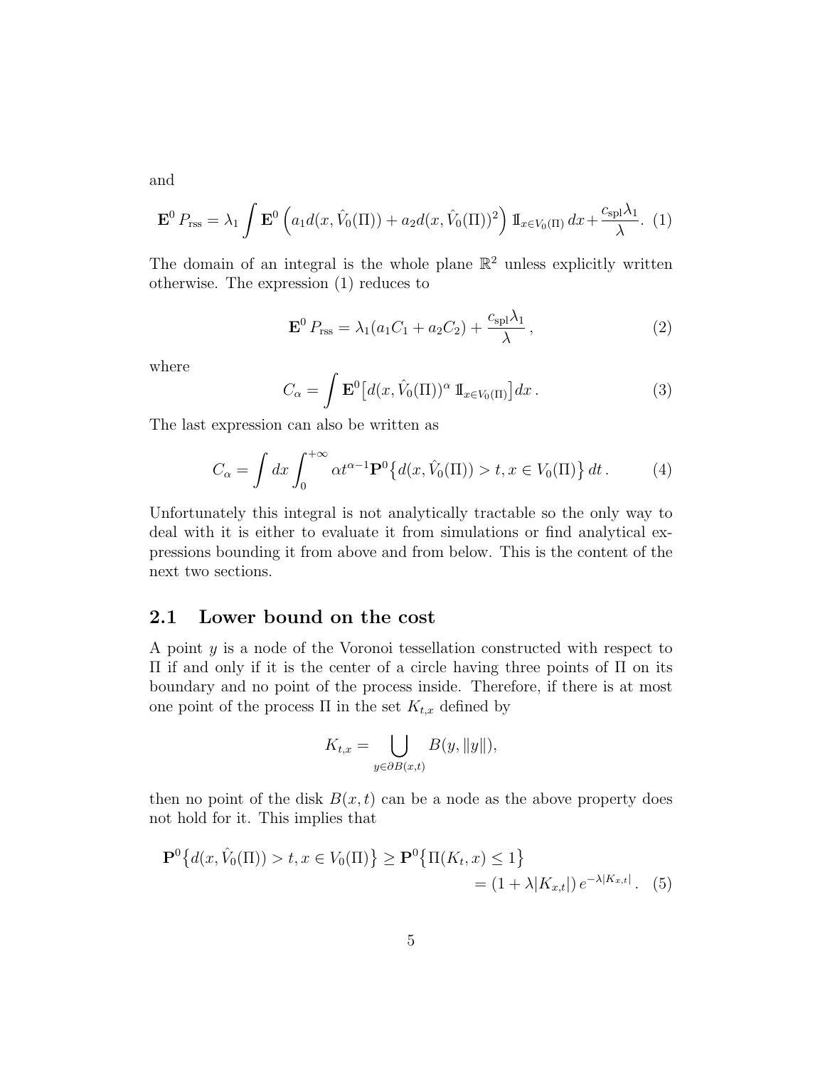and

$$\mathbf{E}^0\, P_{\text{rss}} = \lambda_1 \int \mathbf{E}^0 \left( a_1 d(x, \hat{V}_0(\Pi)) + a_2 d(x, \hat{V}_0(\Pi))^2 \right) \mathbb{1}_{x \in V_0(\Pi)}\, dx + \frac{c_{\text{spl}} \lambda_1}{\lambda}. \quad (1)$$

The domain of an integral is the whole plane $\mathbb{R}^2$ unless explicitly written otherwise. The expression (1) reduces to

$$\mathbf{E}^0\, P_{\text{rss}} = \lambda_1 (a_1 C_1 + a_2 C_2) + \frac{c_{\text{spl}} \lambda_1}{\lambda}\,, \quad (2)$$

where

$$C_\alpha = \int \mathbf{E}^0 \big[ d(x, \hat{V}_0(\Pi))^\alpha\, \mathbb{1}_{x \in V_0(\Pi)} \big]\, dx\,. \quad (3)$$

The last expression can also be written as

$$C_\alpha = \int dx \int_0^{+\infty} \alpha t^{\alpha - 1} \mathbf{P}^0 \big\{ d(x, \hat{V}_0(\Pi)) > t, x \in V_0(\Pi) \big\}\, dt\,. \quad (4)$$

Unfortunately this integral is not analytically tractable so the only way to deal with it is either to evaluate it from simulations or find analytical expressions bounding it from above and from below. This is the content of the next two sections.

## 2.1 Lower bound on the cost

A point $y$ is a node of the Voronoi tessellation constructed with respect to $\Pi$ if and only if it is the center of a circle having three points of $\Pi$ on its boundary and no point of the process inside. Therefore, if there is at most one point of the process $\Pi$ in the set $K_{t,x}$ defined by

$$K_{t,x} = \bigcup_{y \in \partial B(x,t)} B(y, \|y\|),$$

then no point of the disk $B(x, t)$ can be a node as the above property does not hold for it. This implies that

$$\begin{aligned} \mathbf{P}^0 \big\{ d(x, \hat{V}_0(\Pi)) > t, x \in V_0(\Pi) \big\} &\geq \mathbf{P}^0 \big\{ \Pi(K_t, x) \leq 1 \big\} \\ &= (1 + \lambda |K_{x,t}|)\, e^{-\lambda |K_{x,t}|}\,. \end{aligned} \quad (5)$$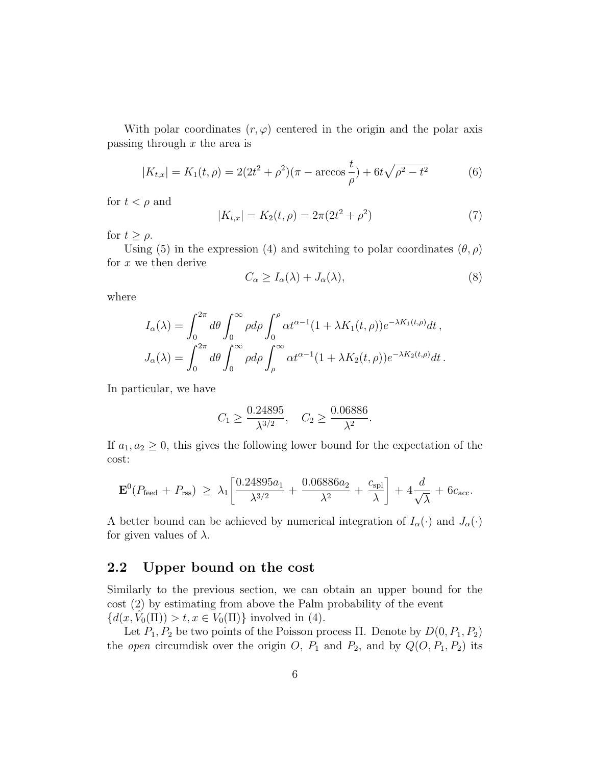With polar coordinates $(r, \varphi)$ centered in the origin and the polar axis passing through $x$ the area is

$$|K_{t,x}| = K_1(t, \rho) = 2(2t^2 + \rho^2)(\pi - \arccos \frac{t}{\rho}) + 6t\sqrt{\rho^2 - t^2} \tag{6}$$

for $t < \rho$ and

$$|K_{t,x}| = K_2(t, \rho) = 2\pi(2t^2 + \rho^2) \tag{7}$$

for $t \geq \rho$.

Using (5) in the expression (4) and switching to polar coordinates $(\theta, \rho)$ for $x$ we then derive

$$C_\alpha \geq I_\alpha(\lambda) + J_\alpha(\lambda), \tag{8}$$

where

$$I_\alpha(\lambda) = \int_0^{2\pi} d\theta \int_0^\infty \rho d\rho \int_0^\rho \alpha t^{\alpha-1}(1 + \lambda K_1(t, \rho))e^{-\lambda K_1(t,\rho)} dt \,,$$

$$J_\alpha(\lambda) = \int_0^{2\pi} d\theta \int_0^\infty \rho d\rho \int_\rho^\infty \alpha t^{\alpha-1}(1 + \lambda K_2(t, \rho))e^{-\lambda K_2(t,\rho)} dt \,.$$

In particular, we have

$$C_1 \geq \frac{0.24895}{\lambda^{3/2}}, \quad C_2 \geq \frac{0.06886}{\lambda^2}.$$

If $a_1, a_2 \geq 0$, this gives the following lower bound for the expectation of the cost:

$$\mathbf{E}^0(P_{\text{feed}} + P_{\text{rss}}) \;\geq\; \lambda_1 \left[ \frac{0.24895 a_1}{\lambda^{3/2}} + \frac{0.06886 a_2}{\lambda^2} + \frac{c_{\text{spl}}}{\lambda} \right] + 4\frac{d}{\sqrt{\lambda}} + 6c_{\text{acc}}.$$

A better bound can be achieved by numerical integration of $I_\alpha(\cdot)$ and $J_\alpha(\cdot)$ for given values of $\lambda$.

## 2.2 Upper bound on the cost

Similarly to the previous section, we can obtain an upper bound for the cost (2) by estimating from above the Palm probability of the event $\{d(x, \hat{V}_0(\Pi)) > t, x \in V_0(\Pi)\}$ involved in (4).

Let $P_1, P_2$ be two points of the Poisson process $\Pi$. Denote by $D(0, P_1, P_2)$ the *open* circumdisk over the origin $O$, $P_1$ and $P_2$, and by $Q(O, P_1, P_2)$ its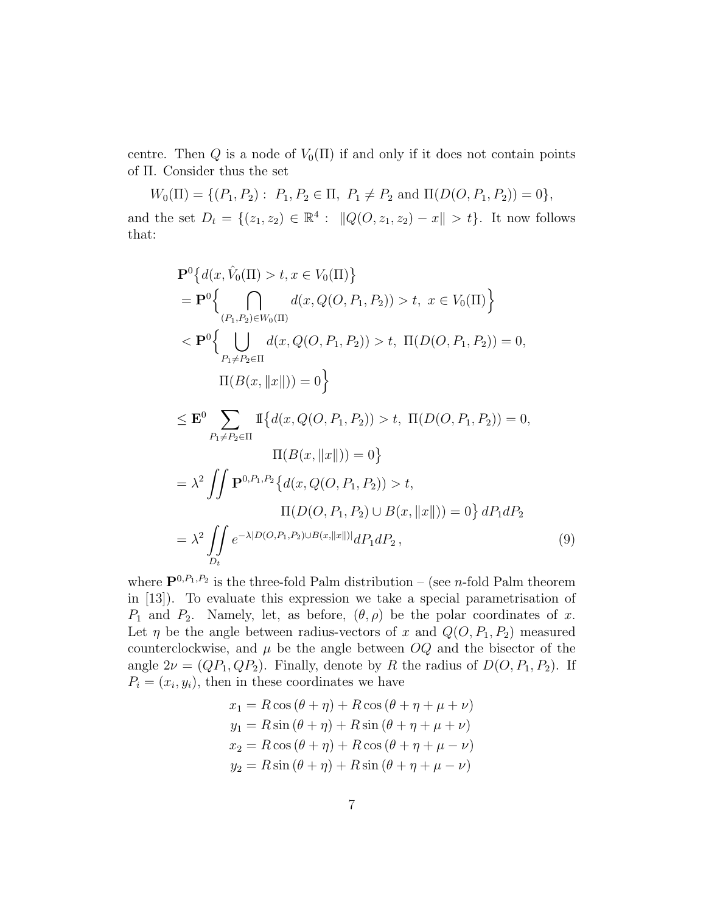centre. Then $Q$ is a node of $V_0(\Pi)$ if and only if it does not contain points of $\Pi$. Consider thus the set

$$W_0(\Pi) = \{(P_1, P_2) : \ P_1, P_2 \in \Pi, \ P_1 \neq P_2 \text{ and } \Pi(D(O, P_1, P_2)) = 0\},$$

and the set $D_t = \{(z_1, z_2) \in \mathbb{R}^4 : \ \|Q(O, z_1, z_2) - x\| > t\}$. It now follows that:

$$
\begin{aligned}
&\mathbf{P}^0\big\{d(x, \hat{V}_0(\Pi) > t, x \in V_0(\Pi)\big\} \\
&= \mathbf{P}^0\Big\{\bigcap_{(P_1,P_2)\in W_0(\Pi)} d(x, Q(O, P_1, P_2)) > t, \ x \in V_0(\Pi)\Big\} \\
&< \mathbf{P}^0\Big\{\bigcup_{P_1 \neq P_2 \in \Pi} d(x, Q(O, P_1, P_2)) > t, \ \Pi(D(O, P_1, P_2)) = 0, \\
&\qquad \Pi(B(x, \|x\|)) = 0\Big\} \\
&\leq \mathbf{E}^0 \sum_{P_1 \neq P_2 \in \Pi} \mathbb{1}\big\{d(x, Q(O, P_1, P_2)) > t, \ \Pi(D(O, P_1, P_2)) = 0, \\
&\qquad \Pi(B(x, \|x\|)) = 0\big\} \\
&= \lambda^2 \iint \mathbf{P}^{0,P_1,P_2}\big\{d(x, Q(O, P_1, P_2)) > t, \\
&\qquad \Pi(D(O, P_1, P_2) \cup B(x, \|x\|)) = 0\big\}\, dP_1 dP_2 \\
&= \lambda^2 \iint_{D_t} e^{-\lambda |D(O,P_1,P_2) \cup B(x, \|x\|)|} dP_1 dP_2\,, \qquad (9)
\end{aligned}
$$

where $\mathbf{P}^{0,P_1,P_2}$ is the three-fold Palm distribution – (see $n$-fold Palm theorem in [13]). To evaluate this expression we take a special parametrisation of $P_1$ and $P_2$. Namely, let, as before, $(\theta, \rho)$ be the polar coordinates of $x$. Let $\eta$ be the angle between radius-vectors of $x$ and $Q(O, P_1, P_2)$ measured counterclockwise, and $\mu$ be the angle between $OQ$ and the bisector of the angle $2\nu = (QP_1, QP_2)$. Finally, denote by $R$ the radius of $D(O, P_1, P_2)$. If $P_i = (x_i, y_i)$, then in these coordinates we have

$$
\begin{aligned}
x_1 &= R\cos(\theta + \eta) + R\cos(\theta + \eta + \mu + \nu) \\
y_1 &= R\sin(\theta + \eta) + R\sin(\theta + \eta + \mu + \nu) \\
x_2 &= R\cos(\theta + \eta) + R\cos(\theta + \eta + \mu - \nu) \\
y_2 &= R\sin(\theta + \eta) + R\sin(\theta + \eta + \mu - \nu)
\end{aligned}
$$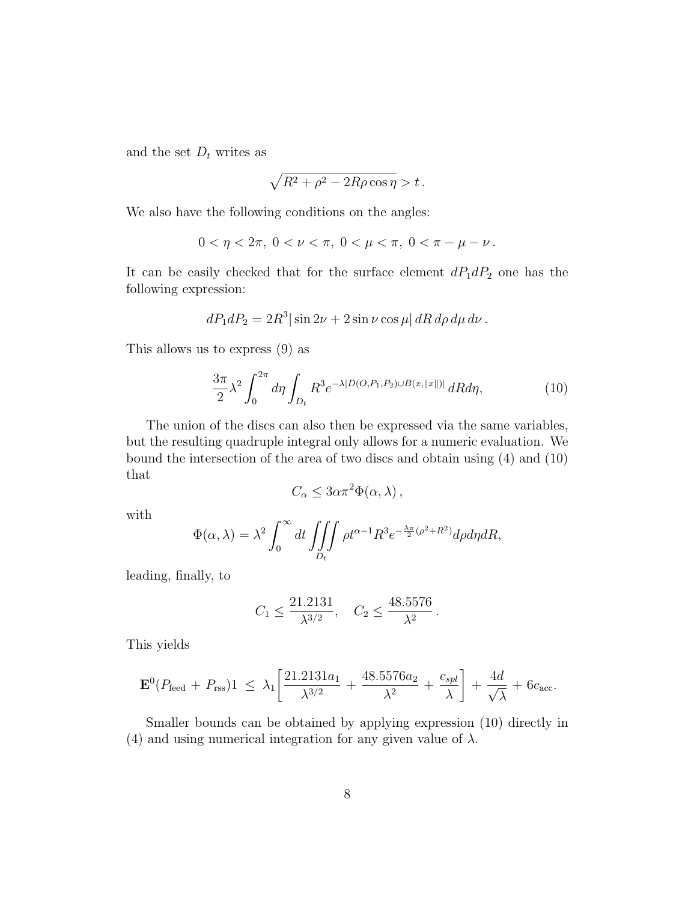and the set $D_t$ writes as

$$\sqrt{R^2 + \rho^2 - 2R\rho\cos\eta} > t\,.$$

We also have the following conditions on the angles:

$$0 < \eta < 2\pi,\ 0 < \nu < \pi,\ 0 < \mu < \pi,\ 0 < \pi - \mu - \nu\,.$$

It can be easily checked that for the surface element $dP_1 dP_2$ one has the following expression:

$$dP_1 dP_2 = 2R^3 |\sin 2\nu + 2\sin\nu\cos\mu|\, dR\, d\rho\, d\mu\, d\nu\,.$$

This allows us to express (9) as

$$\frac{3\pi}{2}\lambda^2 \int_0^{2\pi} d\eta \int_{D_t} R^3 e^{-\lambda|D(O,P_1,P_2)\cup B(x,\|x\|)|}\, dR d\eta, \tag{10}$$

The union of the discs can also then be expressed via the same variables, but the resulting quadruple integral only allows for a numeric evaluation. We bound the intersection of the area of two discs and obtain using (4) and (10) that

$$C_\alpha \leq 3\alpha\pi^2 \Phi(\alpha, \lambda)\,,$$

with

$$\Phi(\alpha,\lambda) = \lambda^2 \int_0^\infty dt \iiint_{D_t} \rho t^{\alpha-1} R^3 e^{-\frac{\lambda\pi}{2}(\rho^2+R^2)} d\rho d\eta dR,$$

leading, finally, to

$$C_1 \leq \frac{21.2131}{\lambda^{3/2}}, \quad C_2 \leq \frac{48.5576}{\lambda^2}\,.$$

This yields

$$\mathbf{E}^0(P_{\text{feed}} + P_{\text{rss}})1 \ \leq\ \lambda_1\left[\frac{21.2131 a_1}{\lambda^{3/2}} + \frac{48.5576 a_2}{\lambda^2} + \frac{c_{spl}}{\lambda}\right] + \frac{4d}{\sqrt{\lambda}} + 6c_{\text{acc}}.$$

Smaller bounds can be obtained by applying expression (10) directly in (4) and using numerical integration for any given value of $\lambda$.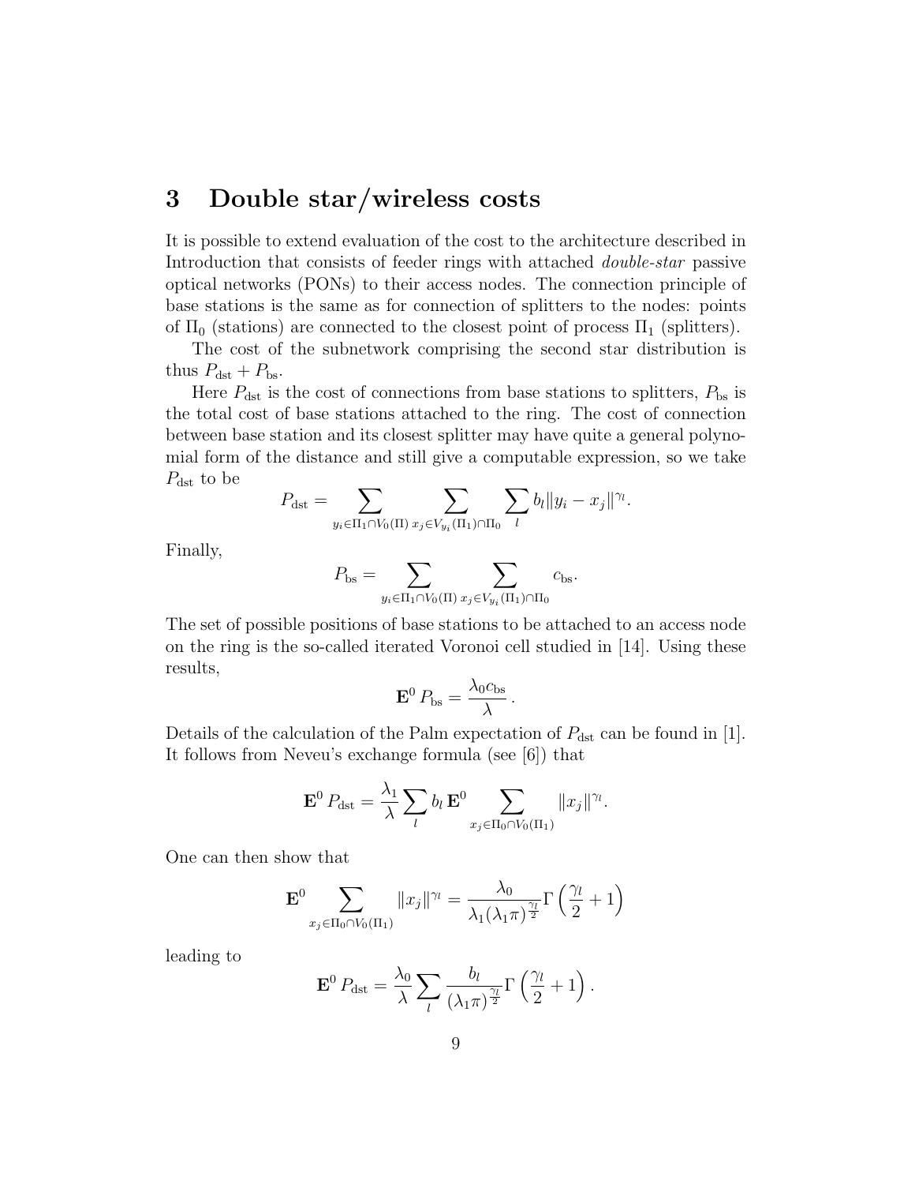## 3 Double star/wireless costs

It is possible to extend evaluation of the cost to the architecture described in Introduction that consists of feeder rings with attached *double-star* passive optical networks (PONs) to their access nodes. The connection principle of base stations is the same as for connection of splitters to the nodes: points of $\Pi_0$ (stations) are connected to the closest point of process $\Pi_1$ (splitters).

The cost of the subnetwork comprising the second star distribution is thus $P_{\rm dst} + P_{\rm bs}$.

Here $P_{\rm dst}$ is the cost of connections from base stations to splitters, $P_{\rm bs}$ is the total cost of base stations attached to the ring. The cost of connection between base station and its closest splitter may have quite a general polynomial form of the distance and still give a computable expression, so we take $P_{\rm dst}$ to be

$$P_{\rm dst} = \sum_{y_i \in \Pi_1 \cap V_0(\Pi)} \sum_{x_j \in V_{y_i}(\Pi_1) \cap \Pi_0} \sum_l b_l \|y_i - x_j\|^{\gamma_l}.$$

Finally,

$$P_{\rm bs} = \sum_{y_i \in \Pi_1 \cap V_0(\Pi)} \sum_{x_j \in V_{y_i}(\Pi_1) \cap \Pi_0} c_{\rm bs}.$$

The set of possible positions of base stations to be attached to an access node on the ring is the so-called iterated Voronoi cell studied in [14]. Using these results,

$$\mathbf{E}^0 P_{\rm bs} = \frac{\lambda_0 c_{\rm bs}}{\lambda}.$$

Details of the calculation of the Palm expectation of $P_{\rm dst}$ can be found in [1]. It follows from Neveu's exchange formula (see [6]) that

$$\mathbf{E}^0 P_{\rm dst} = \frac{\lambda_1}{\lambda} \sum_l b_l \, \mathbf{E}^0 \sum_{x_j \in \Pi_0 \cap V_0(\Pi_1)} \|x_j\|^{\gamma_l}.$$

One can then show that

$$\mathbf{E}^0 \sum_{x_j \in \Pi_0 \cap V_0(\Pi_1)} \|x_j\|^{\gamma_l} = \frac{\lambda_0}{\lambda_1 (\lambda_1 \pi)^{\frac{\gamma_l}{2}}} \Gamma\left(\frac{\gamma_l}{2} + 1\right)$$

leading to

$$\mathbf{E}^0 P_{\rm dst} = \frac{\lambda_0}{\lambda} \sum_l \frac{b_l}{(\lambda_1 \pi)^{\frac{\gamma_l}{2}}} \Gamma\left(\frac{\gamma_l}{2} + 1\right).$$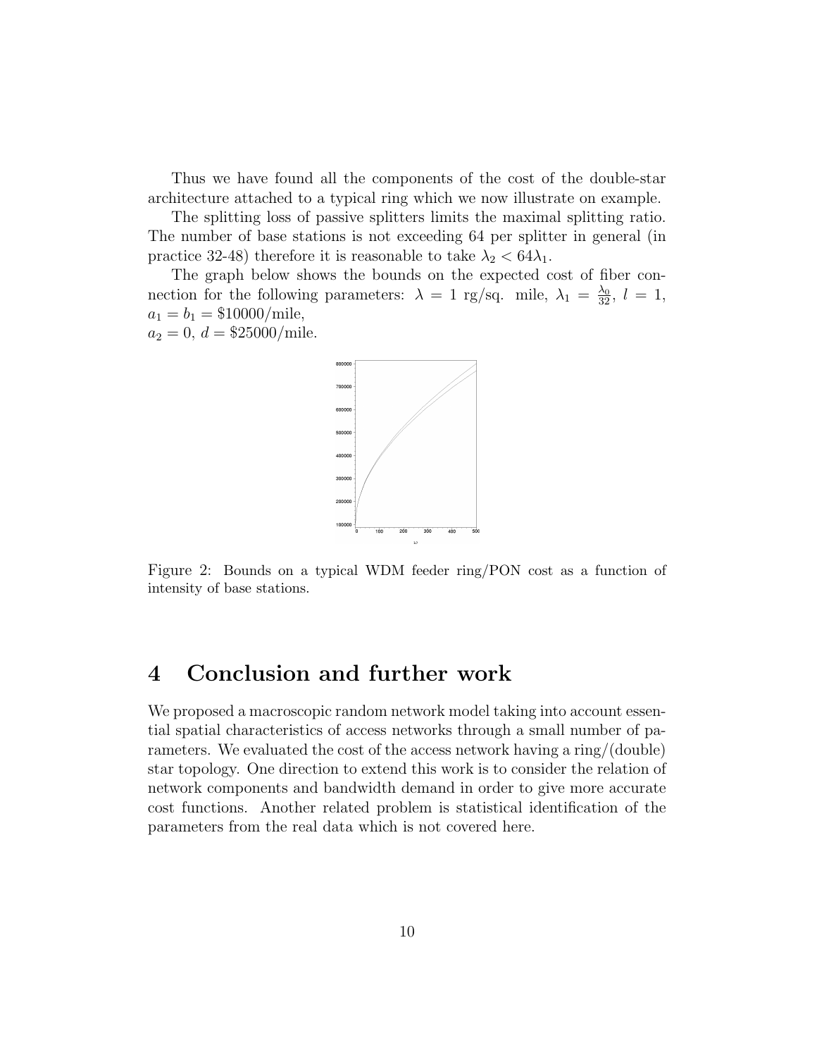Thus we have found all the components of the cost of the double-star architecture attached to a typical ring which we now illustrate on example.

The splitting loss of passive splitters limits the maximal splitting ratio. The number of base stations is not exceeding 64 per splitter in general (in practice 32-48) therefore it is reasonable to take $\lambda_2 < 64\lambda_1$.

The graph below shows the bounds on the expected cost of fiber connection for the following parameters: $\lambda = 1$ rg/sq. mile, $\lambda_1 = \frac{\lambda_0}{32}$, $l = 1$, $a_1 = b_1 = \$10000$/mile,
$a_2 = 0$, $d = \$25000$/mile.

Figure 2: Bounds on a typical WDM feeder ring/PON cost as a function of intensity of base stations.

# 4 Conclusion and further work

We proposed a macroscopic random network model taking into account essential spatial characteristics of access networks through a small number of parameters. We evaluated the cost of the access network having a ring/(double) star topology. One direction to extend this work is to consider the relation of network components and bandwidth demand in order to give more accurate cost functions. Another related problem is statistical identification of the parameters from the real data which is not covered here.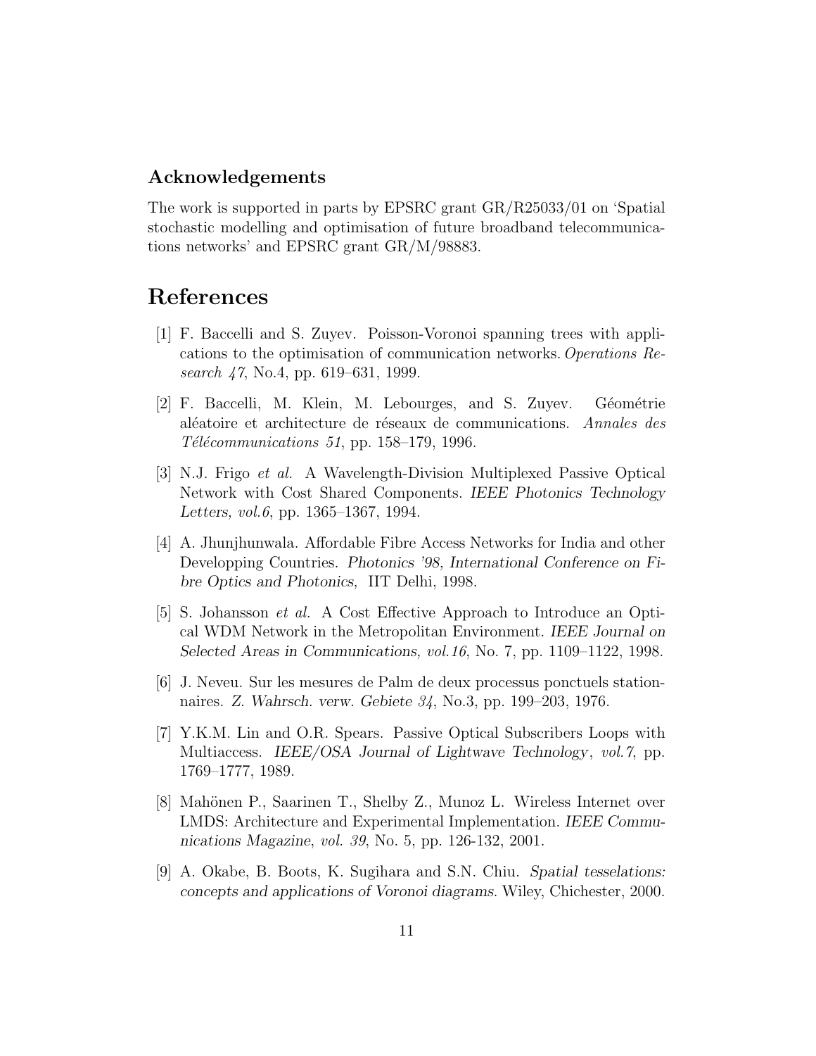## Acknowledgements

The work is supported in parts by EPSRC grant GR/R25033/01 on 'Spatial stochastic modelling and optimisation of future broadband telecommunications networks' and EPSRC grant GR/M/98883.

# References

[1] F. Baccelli and S. Zuyev. Poisson-Voronoi spanning trees with applications to the optimisation of communication networks. *Operations Research 47*, No.4, pp. 619–631, 1999.

[2] F. Baccelli, M. Klein, M. Lebourges, and S. Zuyev. Géométrie aléatoire et architecture de réseaux de communications. *Annales des Télécommunications 51*, pp. 158–179, 1996.

[3] N.J. Frigo *et al.* A Wavelength-Division Multiplexed Passive Optical Network with Cost Shared Components. *IEEE Photonics Technology Letters, vol.6*, pp. 1365–1367, 1994.

[4] A. Jhunjhunwala. Affordable Fibre Access Networks for India and other Developping Countries. *Photonics '98, International Conference on Fibre Optics and Photonics,* IIT Delhi, 1998.

[5] S. Johansson *et al.* A Cost Effective Approach to Introduce an Optical WDM Network in the Metropolitan Environment. *IEEE Journal on Selected Areas in Communications, vol.16*, No. 7, pp. 1109–1122, 1998.

[6] J. Neveu. Sur les mesures de Palm de deux processus ponctuels stationnaires. *Z. Wahrsch. verw. Gebiete 34*, No.3, pp. 199–203, 1976.

[7] Y.K.M. Lin and O.R. Spears. Passive Optical Subscribers Loops with Multiaccess. *IEEE/OSA Journal of Lightwave Technology*, *vol.7*, pp. 1769–1777, 1989.

[8] Mahönen P., Saarinen T., Shelby Z., Munoz L. Wireless Internet over LMDS: Architecture and Experimental Implementation. *IEEE Communications Magazine*, *vol. 39*, No. 5, pp. 126-132, 2001.

[9] A. Okabe, B. Boots, K. Sugihara and S.N. Chiu. *Spatial tesselations: concepts and applications of Voronoi diagrams.* Wiley, Chichester, 2000.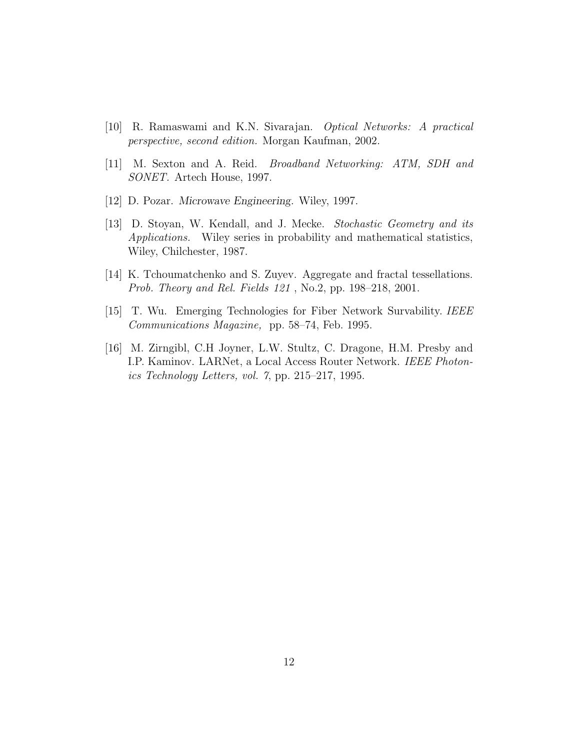[10] R. Ramaswami and K.N. Sivarajan. *Optical Networks: A practical perspective, second edition.* Morgan Kaufman, 2002.

[11] M. Sexton and A. Reid. *Broadband Networking: ATM, SDH and SONET.* Artech House, 1997.

[12] D. Pozar. *Microwave Engineering.* Wiley, 1997.

[13] D. Stoyan, W. Kendall, and J. Mecke. *Stochastic Geometry and its Applications.* Wiley series in probability and mathematical statistics, Wiley, Chilchester, 1987.

[14] K. Tchoumatchenko and S. Zuyev. Aggregate and fractal tessellations. *Prob. Theory and Rel. Fields 121* , No.2, pp. 198–218, 2001.

[15] T. Wu. Emerging Technologies for Fiber Network Survability. *IEEE Communications Magazine,* pp. 58–74, Feb. 1995.

[16] M. Zirngibl, C.H Joyner, L.W. Stultz, C. Dragone, H.M. Presby and I.P. Kaminov. LARNet, a Local Access Router Network. *IEEE Photonics Technology Letters, vol. 7*, pp. 215–217, 1995.